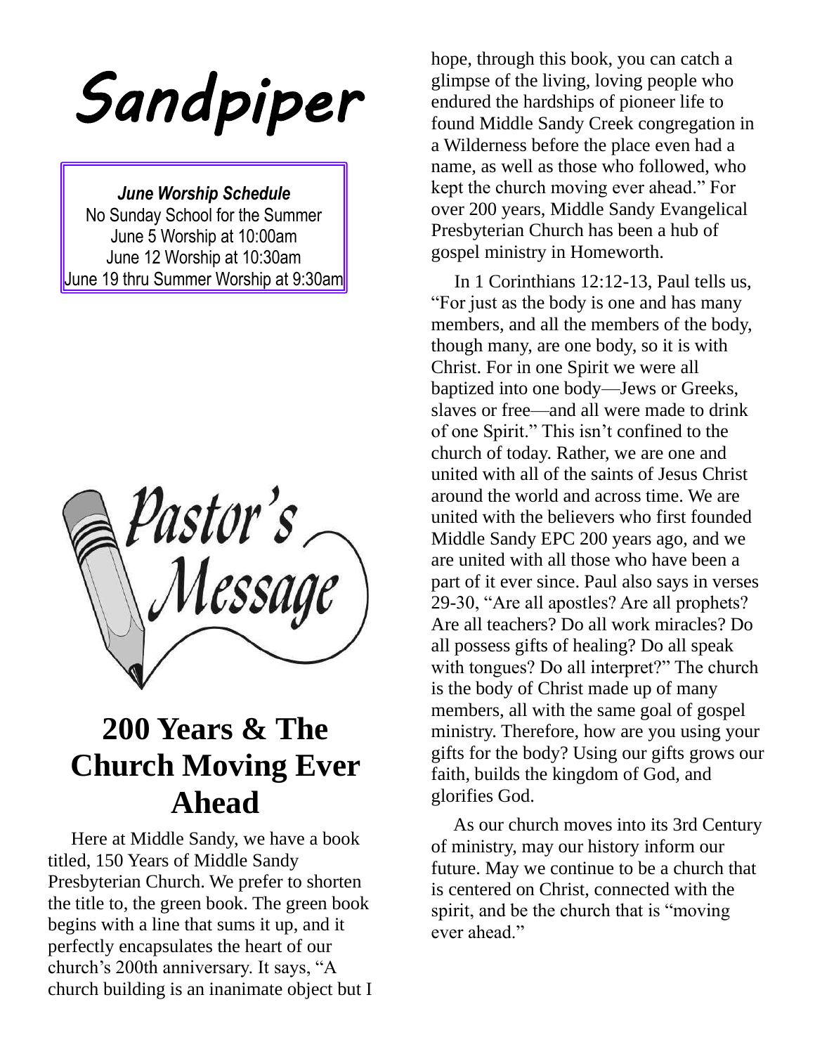# Sandpiper

***June Worship Schedule***
No Sunday School for the Summer
June 5 Worship at 10:00am
June 12 Worship at 10:30am
June 19 thru Summer Worship at 9:30am

Pastor's Message

## 200 Years & The Church Moving Ever Ahead

Here at Middle Sandy, we have a book titled, 150 Years of Middle Sandy Presbyterian Church. We prefer to shorten the title to, the green book. The green book begins with a line that sums it up, and it perfectly encapsulates the heart of our church's 200th anniversary. It says, "A church building is an inanimate object but I hope, through this book, you can catch a glimpse of the living, loving people who endured the hardships of pioneer life to found Middle Sandy Creek congregation in a Wilderness before the place even had a name, as well as those who followed, who kept the church moving ever ahead." For over 200 years, Middle Sandy Evangelical Presbyterian Church has been a hub of gospel ministry in Homeworth.

In 1 Corinthians 12:12-13, Paul tells us, "For just as the body is one and has many members, and all the members of the body, though many, are one body, so it is with Christ. For in one Spirit we were all baptized into one body—Jews or Greeks, slaves or free—and all were made to drink of one Spirit." This isn't confined to the church of today. Rather, we are one and united with all of the saints of Jesus Christ around the world and across time. We are united with the believers who first founded Middle Sandy EPC 200 years ago, and we are united with all those who have been a part of it ever since. Paul also says in verses 29-30, "Are all apostles? Are all prophets? Are all teachers? Do all work miracles? Do all possess gifts of healing? Do all speak with tongues? Do all interpret?" The church is the body of Christ made up of many members, all with the same goal of gospel ministry. Therefore, how are you using your gifts for the body? Using our gifts grows our faith, builds the kingdom of God, and glorifies God.

As our church moves into its 3rd Century of ministry, may our history inform our future. May we continue to be a church that is centered on Christ, connected with the spirit, and be the church that is "moving ever ahead."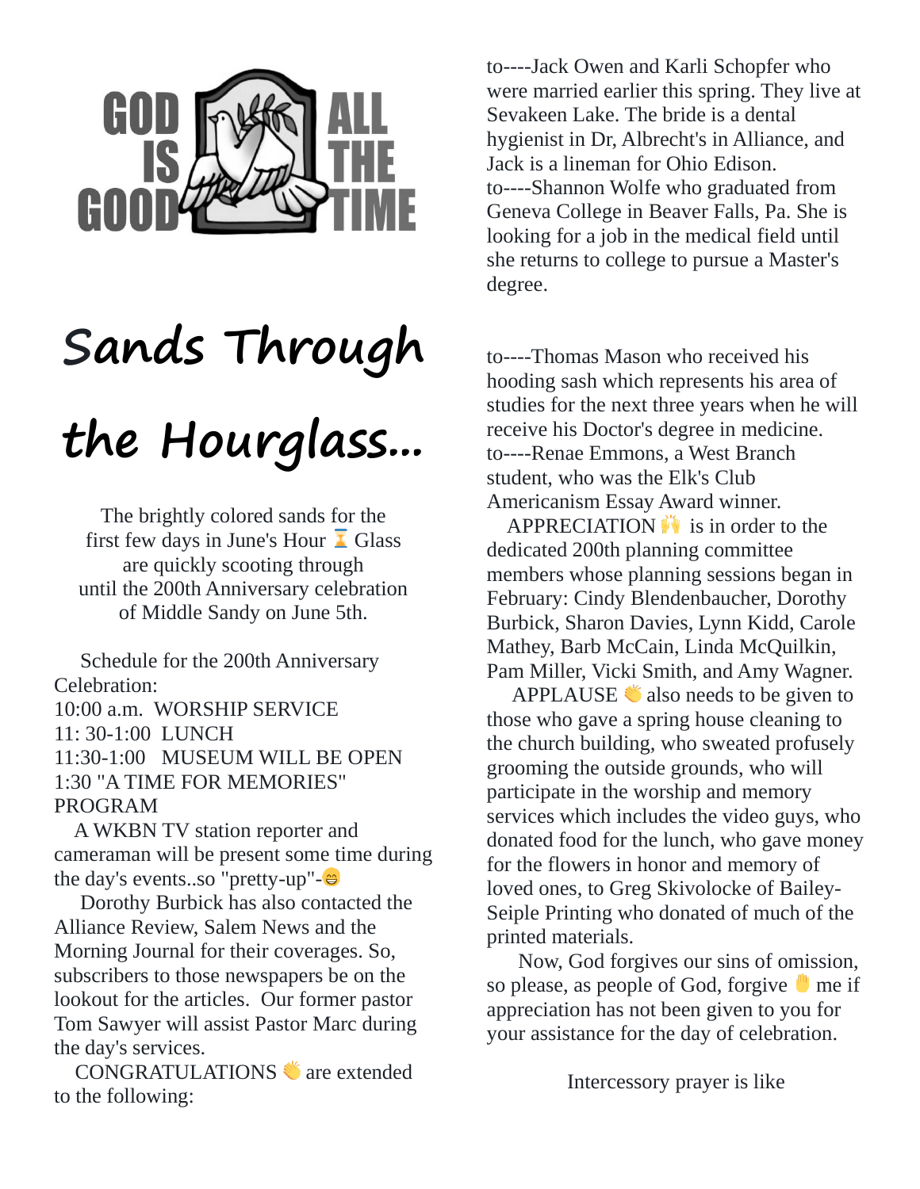GOD IS GOOD ALL THE TIME

# Sands Through the Hourglass...

The brightly colored sands for the first few days in June's Hour ⏳ Glass are quickly scooting through until the 200th Anniversary celebration of Middle Sandy on June 5th.

Schedule for the 200th Anniversary Celebration:
10:00 a.m. WORSHIP SERVICE
11: 30-1:00 LUNCH
11:30-1:00 MUSEUM WILL BE OPEN
1:30 "A TIME FOR MEMORIES" PROGRAM

A WKBN TV station reporter and cameraman will be present some time during the day's events..so "pretty-up"-😁

Dorothy Burbick has also contacted the Alliance Review, Salem News and the Morning Journal for their coverages. So, subscribers to those newspapers be on the lookout for the articles. Our former pastor Tom Sawyer will assist Pastor Marc during the day's services.

CONGRATULATIONS 👏 are extended to the following:

to----Jack Owen and Karli Schopfer who were married earlier this spring. They live at Sevakeen Lake. The bride is a dental hygienist in Dr, Albrecht's in Alliance, and Jack is a lineman for Ohio Edison.
to----Shannon Wolfe who graduated from Geneva College in Beaver Falls, Pa. She is looking for a job in the medical field until she returns to college to pursue a Master's degree.

to----Thomas Mason who received his hooding sash which represents his area of studies for the next three years when he will receive his Doctor's degree in medicine.
to----Renae Emmons, a West Branch student, who was the Elk's Club Americanism Essay Award winner.

APPRECIATION 🙌 is in order to the dedicated 200th planning committee members whose planning sessions began in February: Cindy Blendenbaucher, Dorothy Burbick, Sharon Davies, Lynn Kidd, Carole Mathey, Barb McCain, Linda McQuilkin, Pam Miller, Vicki Smith, and Amy Wagner.

APPLAUSE 👏 also needs to be given to those who gave a spring house cleaning to the church building, who sweated profusely grooming the outside grounds, who will participate in the worship and memory services which includes the video guys, who donated food for the lunch, who gave money for the flowers in honor and memory of loved ones, to Greg Skivolocke of Bailey-Seiple Printing who donated of much of the printed materials.

Now, God forgives our sins of omission, so please, as people of God, forgive ✋ me if appreciation has not been given to you for your assistance for the day of celebration.

Intercessory prayer is like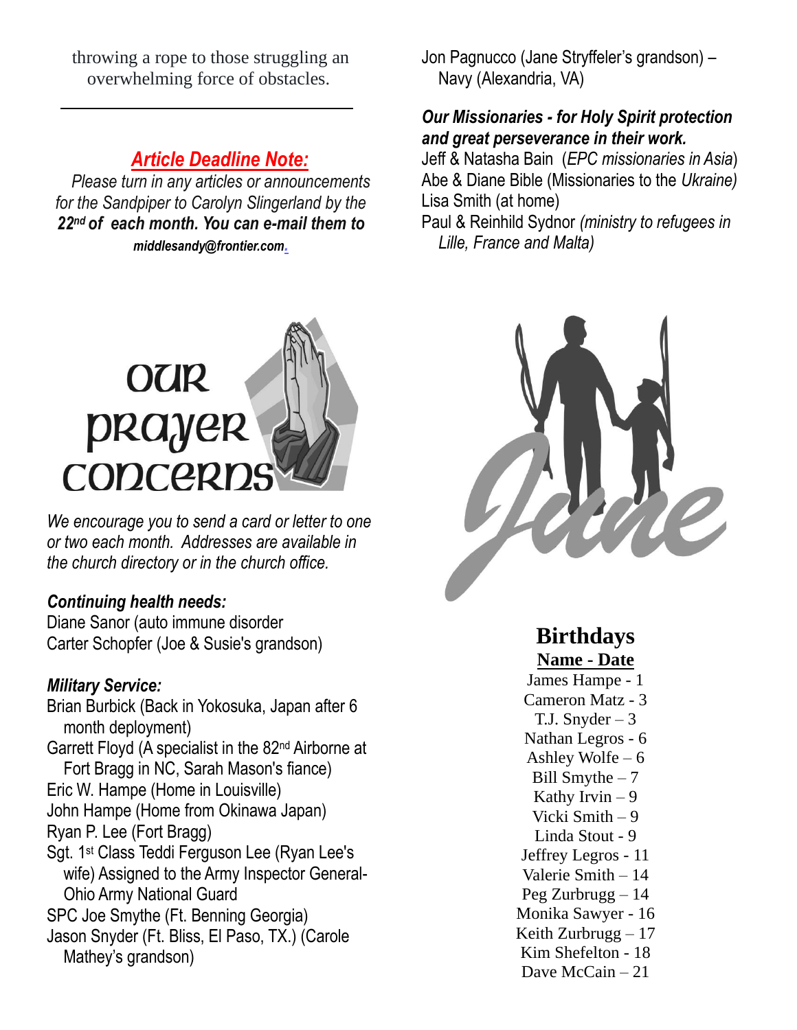throwing a rope to those struggling an overwhelming force of obstacles.

---

## *Article Deadline Note:*

*Please turn in any articles or announcements for the Sandpiper to Carolyn Slingerland by the* ***22nd of each month. You can e-mail them to middlesandy@frontier.com.***

# Our Prayer Concerns

*We encourage you to send a card or letter to one or two each month. Addresses are available in the church directory or in the church office.*

***Continuing health needs:***

Diane Sanor (auto immune disorder

Carter Schopfer (Joe & Susie's grandson)

***Military Service:***

Brian Burbick (Back in Yokosuka, Japan after 6 month deployment)

Garrett Floyd (A specialist in the 82nd Airborne at Fort Bragg in NC, Sarah Mason's fiance)

Eric W. Hampe (Home in Louisville)

John Hampe (Home from Okinawa Japan)

Ryan P. Lee (Fort Bragg)

Sgt. 1st Class Teddi Ferguson Lee (Ryan Lee's wife) Assigned to the Army Inspector General- Ohio Army National Guard

SPC Joe Smythe (Ft. Benning Georgia)

Jason Snyder (Ft. Bliss, El Paso, TX.) (Carole Mathey's grandson)

Jon Pagnucco (Jane Stryffeler's grandson) – Navy (Alexandria, VA)

***Our Missionaries - for Holy Spirit protection and great perseverance in their work.***

Jeff & Natasha Bain (*EPC missionaries in Asia*)

Abe & Diane Bible (Missionaries to the *Ukraine)*

Lisa Smith (at home)

Paul & Reinhild Sydnor *(ministry to refugees in Lille, France and Malta)*

June

## Birthdays

**Name - Date**

James Hampe - 1

Cameron Matz - 3

T.J. Snyder – 3

Nathan Legros - 6

Ashley Wolfe – 6

Bill Smythe – 7

Kathy Irvin – 9

Vicki Smith – 9

Linda Stout - 9

Jeffrey Legros - 11

Valerie Smith – 14

Peg Zurbrugg – 14

Monika Sawyer - 16

Keith Zurbrugg – 17

Kim Shefelton - 18

Dave McCain – 21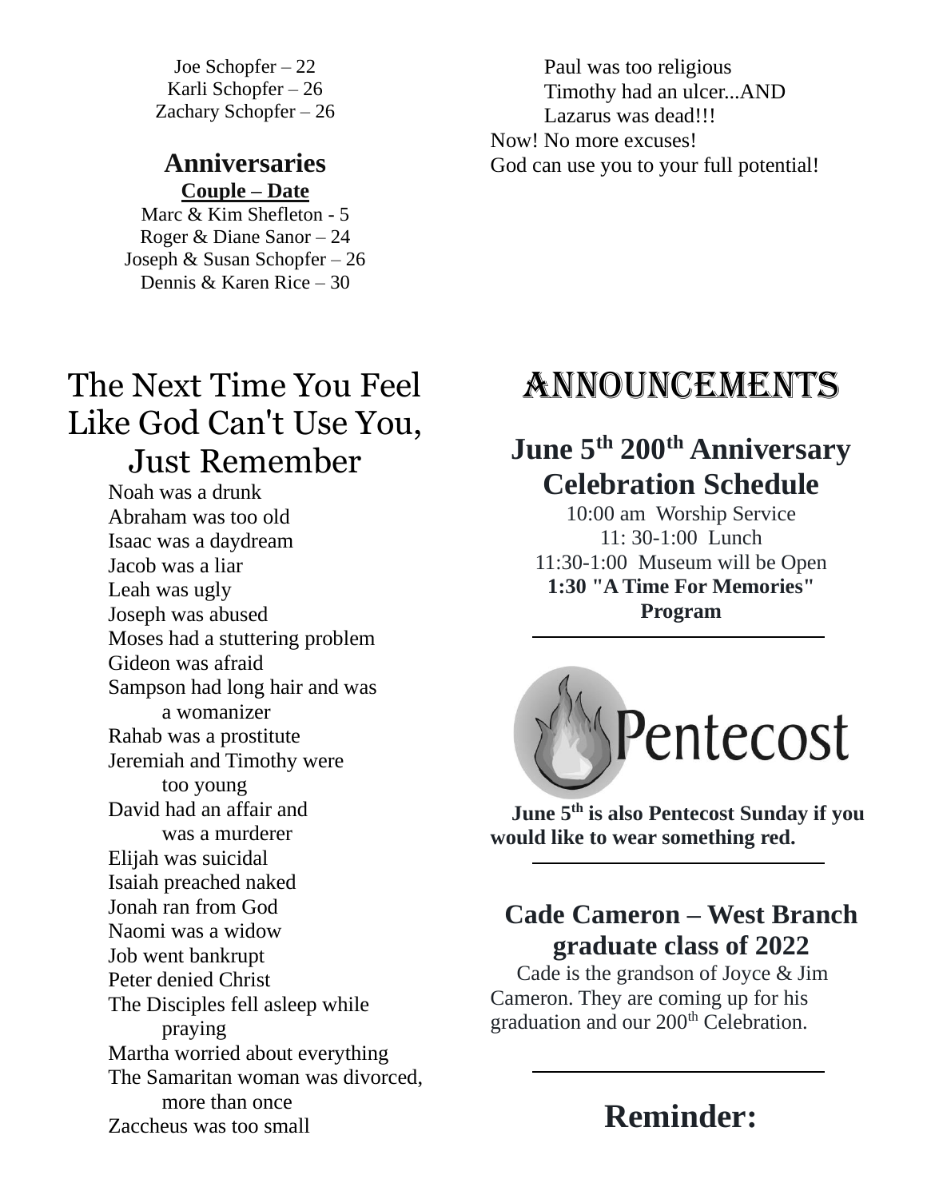Joe Schopfer – 22
Karli Schopfer – 26
Zachary Schopfer – 26

## Anniversaries

**Couple – Date**

Marc & Kim Shefleton - 5
Roger & Diane Sanor – 24
Joseph & Susan Schopfer – 26
Dennis & Karen Rice – 30

Paul was too religious
Timothy had an ulcer...AND
Lazarus was dead!!!
Now! No more excuses!
God can use you to your full potential!

# The Next Time You Feel Like God Can't Use You, Just Remember

Noah was a drunk
Abraham was too old
Isaac was a daydream
Jacob was a liar
Leah was ugly
Joseph was abused
Moses had a stuttering problem
Gideon was afraid
Sampson had long hair and was a womanizer
Rahab was a prostitute
Jeremiah and Timothy were too young
David had an affair and was a murderer
Elijah was suicidal
Isaiah preached naked
Jonah ran from God
Naomi was a widow
Job went bankrupt
Peter denied Christ
The Disciples fell asleep while praying
Martha worried about everything
The Samaritan woman was divorced, more than once
Zaccheus was too small

# Announcements

## June 5th 200th Anniversary Celebration Schedule

10:00 am Worship Service
11: 30-1:00 Lunch
11:30-1:00 Museum will be Open
**1:30 "A Time For Memories" Program**

---

Pentecost

**June 5th is also Pentecost Sunday if you would like to wear something red.**

---

## Cade Cameron – West Branch graduate class of 2022

Cade is the grandson of Joyce & Jim Cameron. They are coming up for his graduation and our 200th Celebration.

---

## Reminder: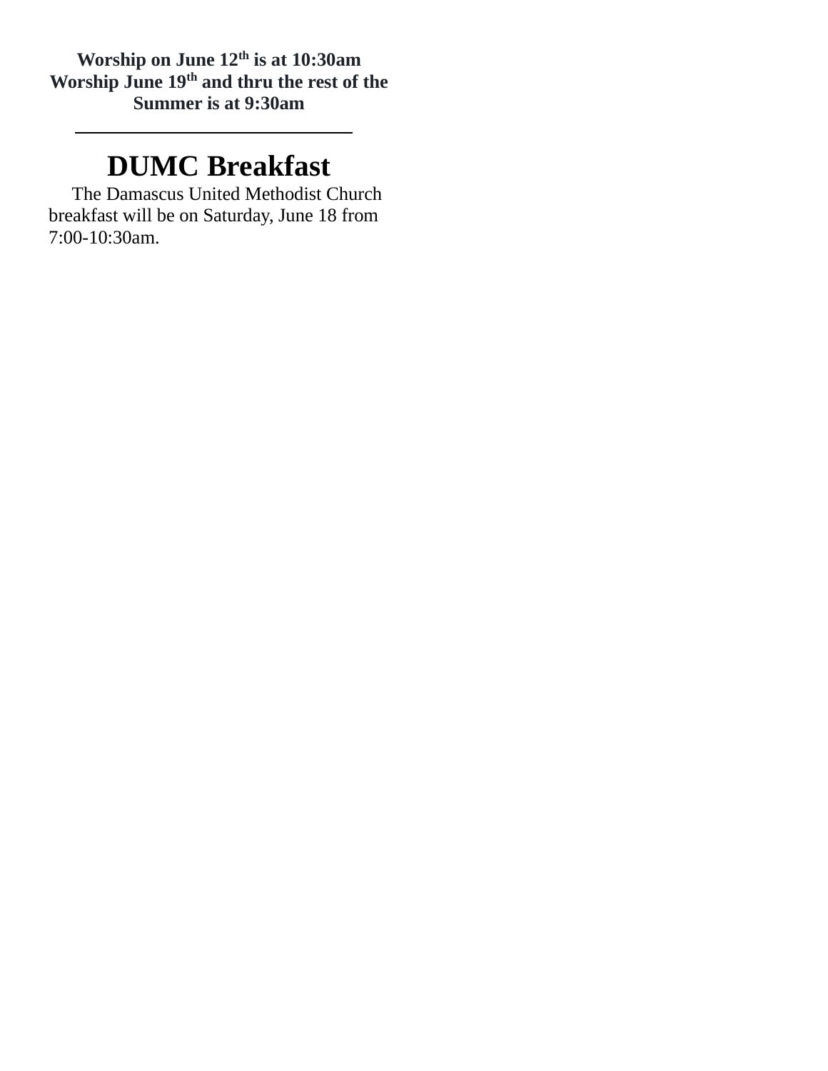**Worship on June 12th is at 10:30am**
**Worship June 19th and thru the rest of the Summer is at 9:30am**

---

# DUMC Breakfast

The Damascus United Methodist Church breakfast will be on Saturday, June 18 from 7:00-10:30am.